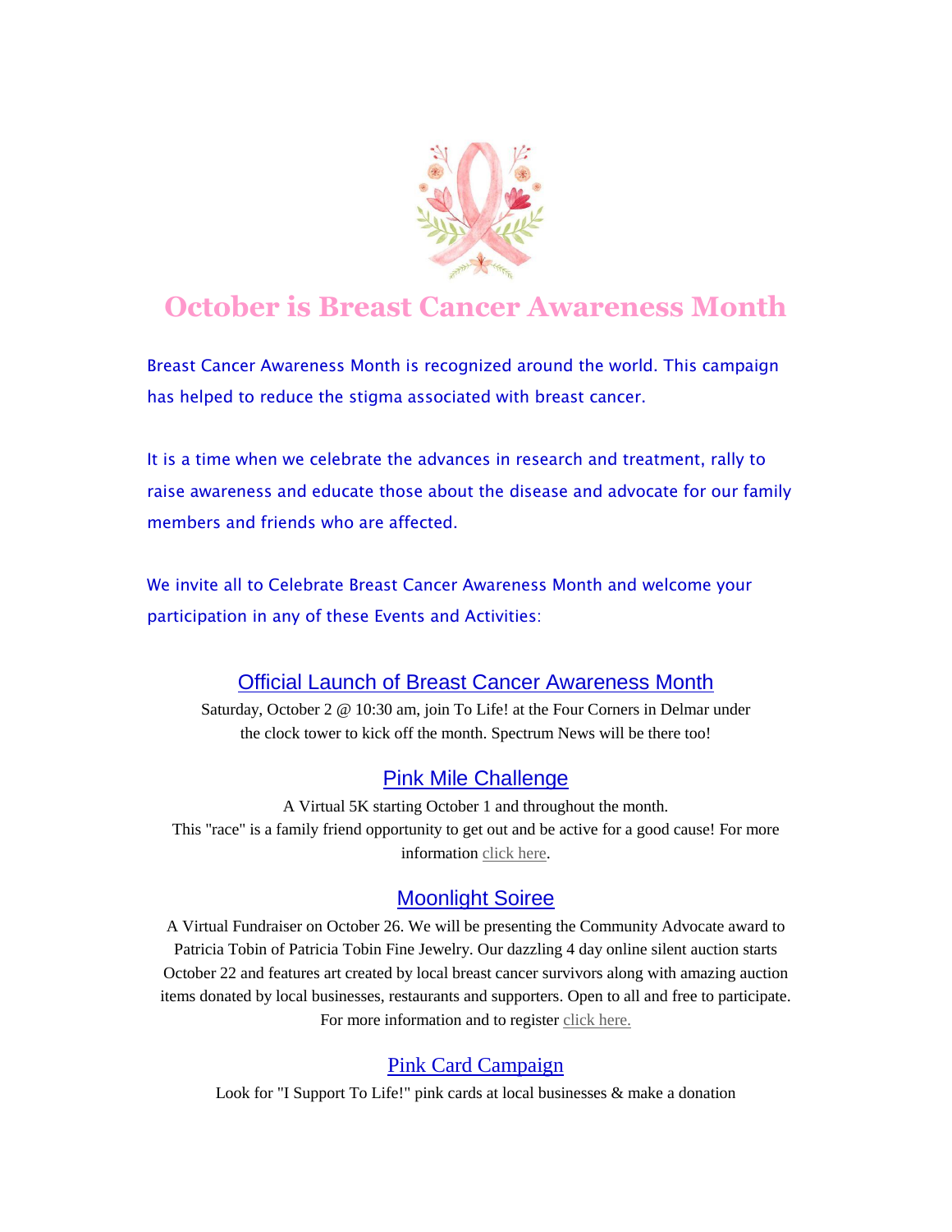# October is Breast Cancer Awareness Month

Breast Cancer Awareness Month is recognized around the world. This campaign has helped to reduce the stigma associated with breast cancer.

It is a time when we celebrate the advances in research and treatment, rally to raise awareness and educate those about the disease and advocate for our family members and friends who are affected.

We invite all to Celebrate Breast Cancer Awareness Month and welcome your participation in any of these Events and Activities:

## Official Launch of Breast Cancer Awareness Month

Saturday, October 2 @ 10:30 am, join To Life! at the Four Corners in Delmar under the clock tower to kick off the month. Spectrum News will be there too!

## Pink Mile Challenge

A Virtual 5K starting October 1 and throughout the month.
This "race" is a family friend opportunity to get out and be active for a good cause! For more information click here.

## Moonlight Soiree

A Virtual Fundraiser on October 26. We will be presenting the Community Advocate award to Patricia Tobin of Patricia Tobin Fine Jewelry. Our dazzling 4 day online silent auction starts October 22 and features art created by local breast cancer survivors along with amazing auction items donated by local businesses, restaurants and supporters. Open to all and free to participate. For more information and to register click here.

## Pink Card Campaign

Look for "I Support To Life!" pink cards at local businesses & make a donation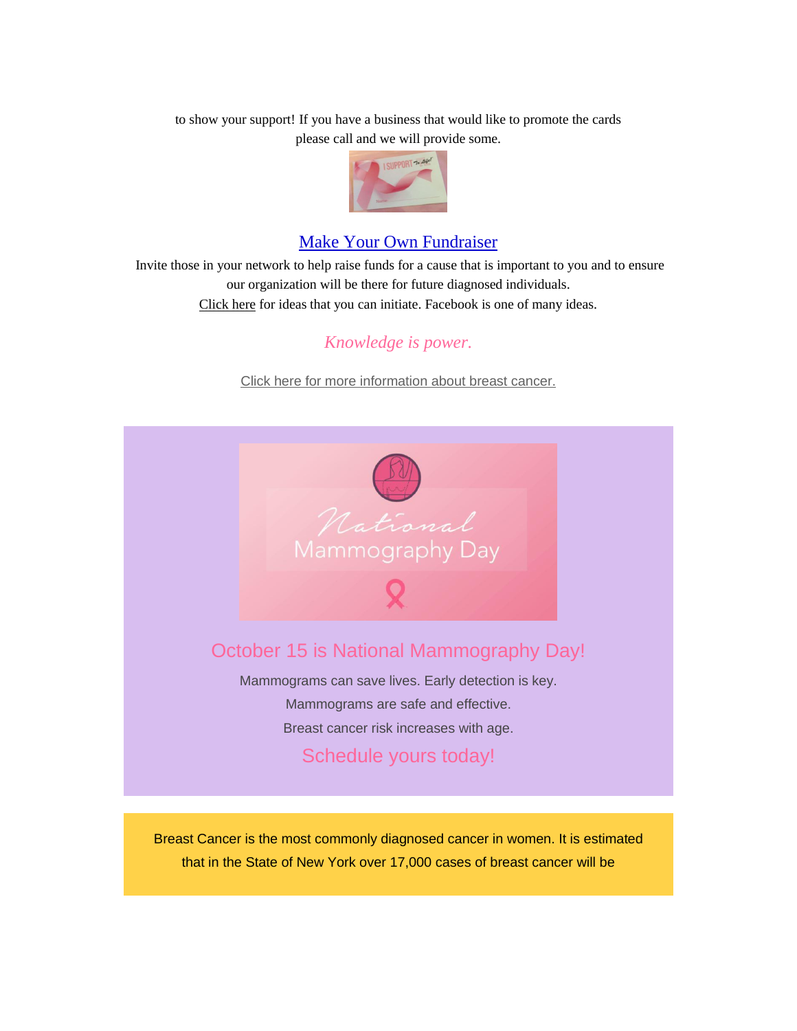to show your support! If you have a business that would like to promote the cards please call and we will provide some.

## Make Your Own Fundraiser

Invite those in your network to help raise funds for a cause that is important to you and to ensure our organization will be there for future diagnosed individuals.
Click here for ideas that you can initiate. Facebook is one of many ideas.

*Knowledge is power.*

Click here for more information about breast cancer.

## October 15 is National Mammography Day!

Mammograms can save lives. Early detection is key.

Mammograms are safe and effective.

Breast cancer risk increases with age.

### Schedule yours today!

Breast Cancer is the most commonly diagnosed cancer in women. It is estimated that in the State of New York over 17,000 cases of breast cancer will be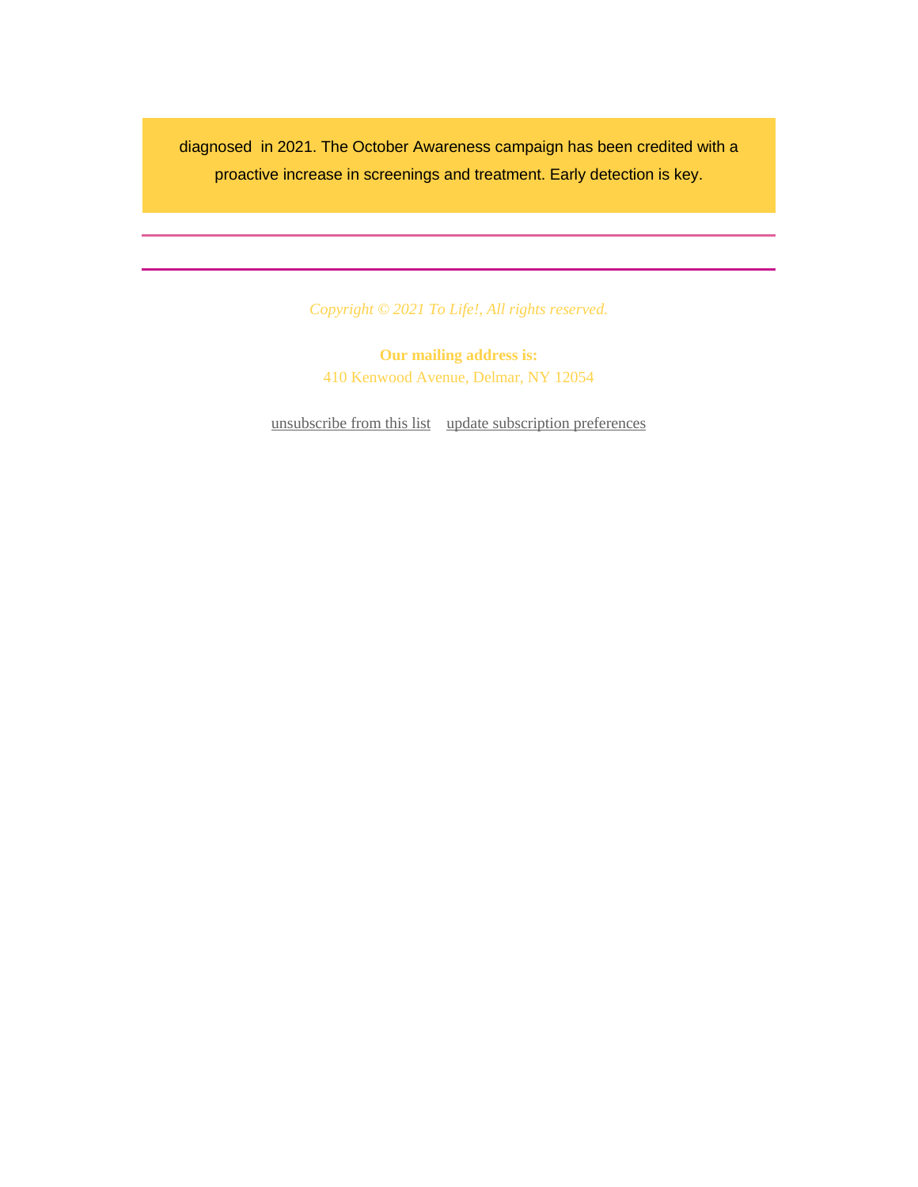diagnosed  in 2021. The October Awareness campaign has been credited with a proactive increase in screenings and treatment. Early detection is key.

---

---

*Copyright © 2021 To Life!, All rights reserved.*

**Our mailing address is:**
410 Kenwood Avenue, Delmar, NY 12054

unsubscribe from this list    update subscription preferences